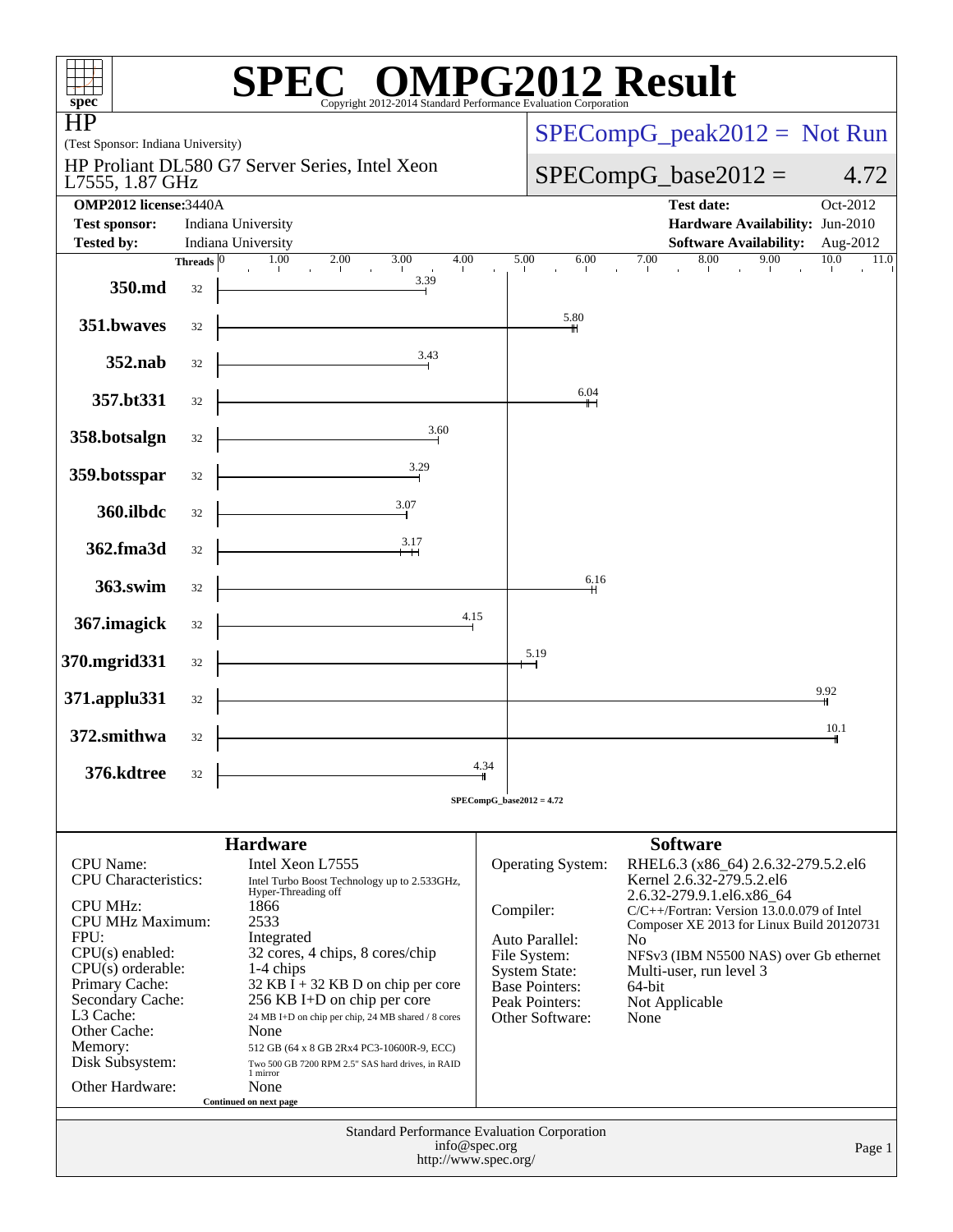# SPEC® OMPG2012 Result

Copyright 2012-2014 Standard Performance Evaluation Corporation

HP
(Test Sponsor: Indiana University)

HP Proliant DL580 G7 Server Series, Intel Xeon L7555, 1.87 GHz

SPECompG_peak2012 = Not Run

SPECompG_base2012 = 4.72

| | | | |
|---|---|---|---|
| **OMP2012 license:** | 3440A | **Test date:** | Oct-2012 |
| **Test sponsor:** | Indiana University | **Hardware Availability:** | Jun-2010 |
| **Tested by:** | Indiana University | **Software Availability:** | Aug-2012 |

Threads 0 1.00 2.00 3.00 4.00 5.00 6.00 7.00 8.00 9.00 10.0 11.0

350.md 32 3.39
351.bwaves 32 5.80
352.nab 32 3.43
357.bt331 32 6.04
358.botsalgn 32 3.60
359.botsspar 32 3.29
360.ilbdc 32 3.07
362.fma3d 32 3.17
363.swim 32 6.16
367.imagick 32 4.15
370.mgrid331 32 5.19
371.applu331 32 9.92
372.smithwa 32 10.1
376.kdtree 32 4.34

SPECompG_base2012 = 4.72

## Hardware

| | |
|---|---|
| CPU Name: | Intel Xeon L7555 |
| CPU Characteristics: | Intel Turbo Boost Technology up to 2.533GHz, Hyper-Threading off |
| CPU MHz: | 1866 |
| CPU MHz Maximum: | 2533 |
| FPU: | Integrated |
| CPU(s) enabled: | 32 cores, 4 chips, 8 cores/chip |
| CPU(s) orderable: | 1-4 chips |
| Primary Cache: | 32 KB I + 32 KB D on chip per core |
| Secondary Cache: | 256 KB I+D on chip per core |
| L3 Cache: | 24 MB I+D on chip per chip, 24 MB shared / 8 cores |
| Other Cache: | None |
| Memory: | 512 GB (64 x 8 GB 2Rx4 PC3-10600R-9, ECC) |
| Disk Subsystem: | Two 500 GB 7200 RPM 2.5" SAS hard drives, in RAID 1 mirror |
| Other Hardware: | None |

Continued on next page

## Software

| | |
|---|---|
| Operating System: | RHEL6.3 (x86_64) 2.6.32-279.5.2.el6 Kernel 2.6.32-279.5.2.el6 2.6.32-279.9.1.el6.x86_64 |
| Compiler: | C/C++/Fortran: Version 13.0.0.079 of Intel Composer XE 2013 for Linux Build 20120731 |
| Auto Parallel: | No |
| File System: | NFSv3 (IBM N5500 NAS) over Gb ethernet |
| System State: | Multi-user, run level 3 |
| Base Pointers: | 64-bit |
| Peak Pointers: | Not Applicable |
| Other Software: | None |

Standard Performance Evaluation Corporation
info@spec.org
http://www.spec.org/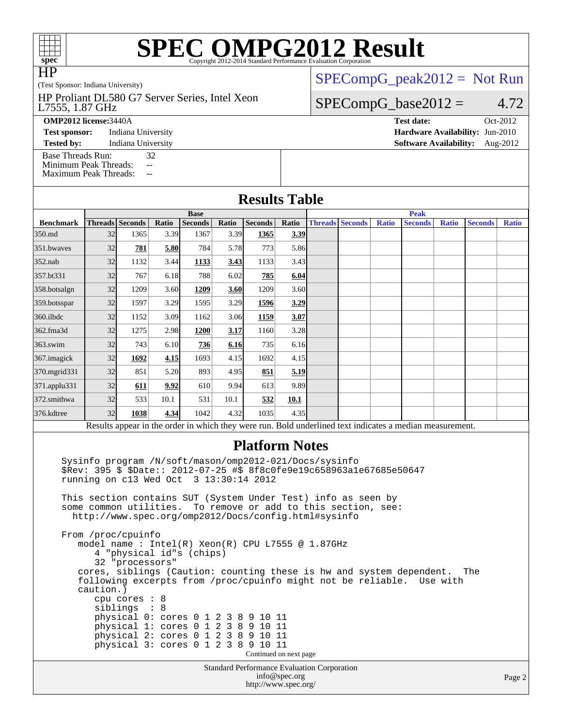# SPEC OMPG2012 Result

Copyright 2012-2014 Standard Performance Evaluation Corporation

**HP**

(Test Sponsor: Indiana University)

HP Proliant DL580 G7 Server Series, Intel Xeon L7555, 1.87 GHz

SPECompG_peak2012 = Not Run

SPECompG_base2012 = 4.72

**OMP2012 license:** 3440A | **Test date:** Oct-2012
**Test sponsor:** Indiana University | **Hardware Availability:** Jun-2010
**Tested by:** Indiana University | **Software Availability:** Aug-2012

Base Threads Run: 32
Minimum Peak Threads: --
Maximum Peak Threads: --

## Results Table

| | Base | | | | | | | Peak | | | | | | |
|---|---|---|---|---|---|---|---|---|---|---|---|---|---|---|
| **Benchmark** | **Threads** | **Seconds** | **Ratio** | **Seconds** | **Ratio** | **Seconds** | **Ratio** | **Threads** | **Seconds** | **Ratio** | **Seconds** | **Ratio** | **Seconds** | **Ratio** |
| 350.md | 32 | 1365 | 3.39 | 1367 | 3.39 | **1365** | **3.39** | | | | | | | |
| 351.bwaves | 32 | **781** | **5.80** | 784 | 5.78 | 773 | 5.86 | | | | | | | |
| 352.nab | 32 | 1132 | 3.44 | **1133** | **3.43** | 1133 | 3.43 | | | | | | | |
| 357.bt331 | 32 | 767 | 6.18 | 788 | 6.02 | **785** | **6.04** | | | | | | | |
| 358.botsalgn | 32 | 1209 | 3.60 | **1209** | **3.60** | 1209 | 3.60 | | | | | | | |
| 359.botsspar | 32 | 1597 | 3.29 | 1595 | 3.29 | **1596** | **3.29** | | | | | | | |
| 360.ilbdc | 32 | 1152 | 3.09 | 1162 | 3.06 | **1159** | **3.07** | | | | | | | |
| 362.fma3d | 32 | 1275 | 2.98 | **1200** | **3.17** | 1160 | 3.28 | | | | | | | |
| 363.swim | 32 | 743 | 6.10 | **736** | **6.16** | 735 | 6.16 | | | | | | | |
| 367.imagick | 32 | **1692** | **4.15** | 1693 | 4.15 | 1692 | 4.15 | | | | | | | |
| 370.mgrid331 | 32 | 851 | 5.20 | 893 | 4.95 | **851** | **5.19** | | | | | | | |
| 371.applu331 | 32 | **611** | **9.92** | 610 | 9.94 | 613 | 9.89 | | | | | | | |
| 372.smithwa | 32 | 533 | 10.1 | 531 | 10.1 | **532** | **10.1** | | | | | | | |
| 376.kdtree | 32 | **1038** | **4.34** | 1042 | 4.32 | 1035 | 4.35 | | | | | | | |

Results appear in the order in which they were run. Bold underlined text indicates a median measurement.

## Platform Notes

```
Sysinfo program /N/soft/mason/omp2012-021/Docs/sysinfo
$Rev: 395 $ $Date:: 2012-07-25 #$ 8f8c0fe9e19c658963a1e67685e50647
running on c13 Wed Oct  3 13:30:14 2012

This section contains SUT (System Under Test) info as seen by
some common utilities.  To remove or add to this section, see:
  http://www.spec.org/omp2012/Docs/config.html#sysinfo

From /proc/cpuinfo
   model name : Intel(R) Xeon(R) CPU L7555 @ 1.87GHz
      4 "physical id"s (chips)
      32 "processors"
   cores, siblings (Caution: counting these is hw and system dependent.  The
   following excerpts from /proc/cpuinfo might not be reliable.  Use with
   caution.)
      cpu cores : 8
      siblings  : 8
      physical 0: cores 0 1 2 3 8 9 10 11
      physical 1: cores 0 1 2 3 8 9 10 11
      physical 2: cores 0 1 2 3 8 9 10 11
      physical 3: cores 0 1 2 3 8 9 10 11
```

Continued on next page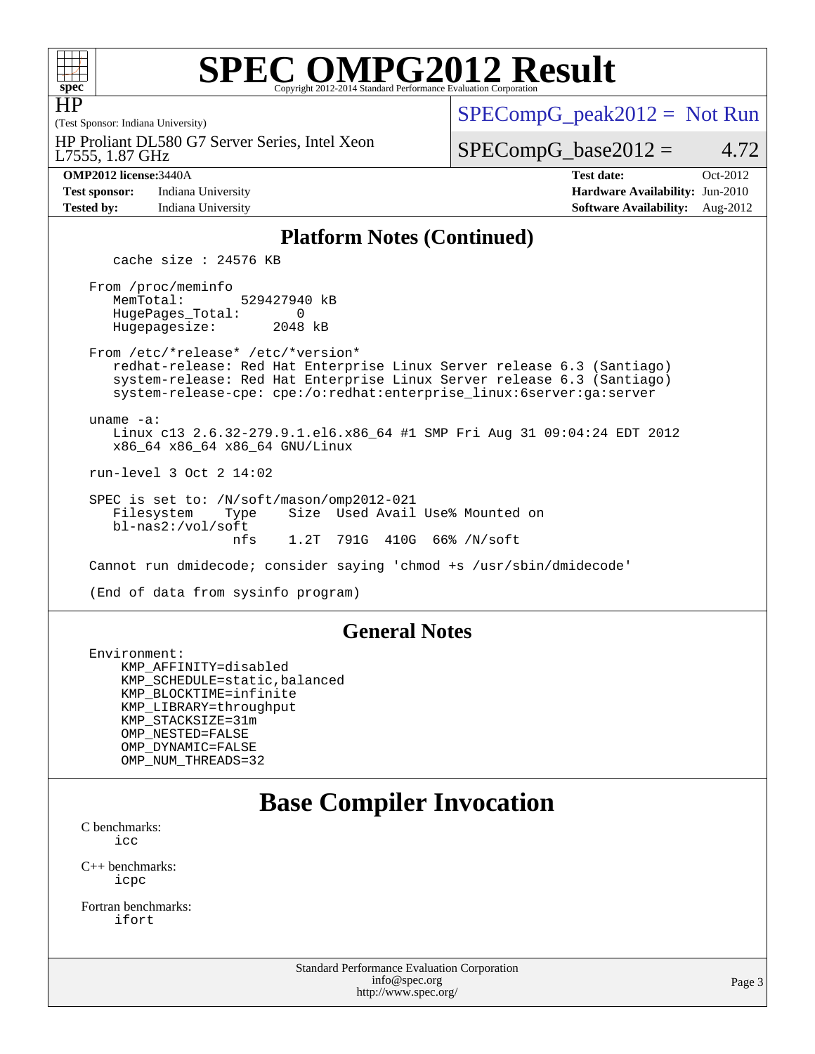# SPEC OMPG2012 Result

Copyright 2012-2014 Standard Performance Evaluation Corporation

HP

(Test Sponsor: Indiana University)

HP Proliant DL580 G7 Server Series, Intel Xeon L7555, 1.87 GHz

SPECompG_peak2012 = Not Run

SPECompG_base2012 = 4.72

| | | | |
|---|---|---|---|
| **OMP2012 license:** 3440A | | **Test date:** | Oct-2012 |
| **Test sponsor:** | Indiana University | **Hardware Availability:** | Jun-2010 |
| **Tested by:** | Indiana University | **Software Availability:** | Aug-2012 |

## Platform Notes (Continued)

```
cache size : 24576 KB

From /proc/meminfo
   MemTotal:       529427940 kB
   HugePages_Total:       0
   Hugepagesize:       2048 kB

From /etc/*release* /etc/*version*
   redhat-release: Red Hat Enterprise Linux Server release 6.3 (Santiago)
   system-release: Red Hat Enterprise Linux Server release 6.3 (Santiago)
   system-release-cpe: cpe:/o:redhat:enterprise_linux:6server:ga:server

uname -a:
   Linux c13 2.6.32-279.9.1.el6.x86_64 #1 SMP Fri Aug 31 09:04:24 EDT 2012
   x86_64 x86_64 x86_64 GNU/Linux

run-level 3 Oct 2 14:02

SPEC is set to: /N/soft/mason/omp2012-021
   Filesystem    Type    Size  Used Avail Use% Mounted on
   bl-nas2:/vol/soft
                 nfs     1.2T  791G  410G  66% /N/soft

Cannot run dmidecode; consider saying 'chmod +s /usr/sbin/dmidecode'

(End of data from sysinfo program)
```

## General Notes

```
Environment:
    KMP_AFFINITY=disabled
    KMP_SCHEDULE=static,balanced
    KMP_BLOCKTIME=infinite
    KMP_LIBRARY=throughput
    KMP_STACKSIZE=31m
    OMP_NESTED=FALSE
    OMP_DYNAMIC=FALSE
    OMP_NUM_THREADS=32
```

# Base Compiler Invocation

C benchmarks:
 icc

C++ benchmarks:
 icpc

Fortran benchmarks:
 ifort

Standard Performance Evaluation Corporation
info@spec.org
http://www.spec.org/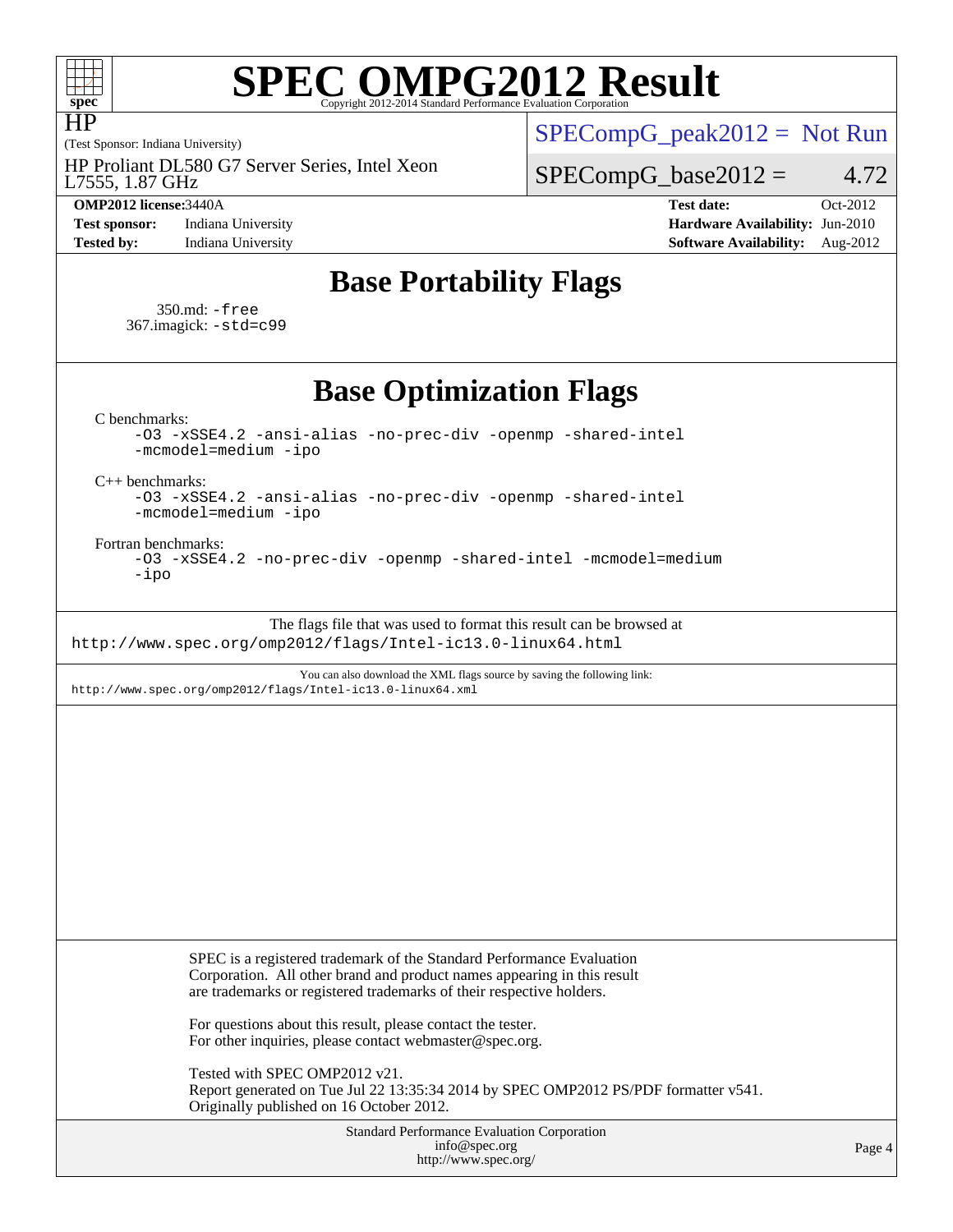# SPEC OMPG2012 Result

Copyright 2012-2014 Standard Performance Evaluation Corporation

HP

(Test Sponsor: Indiana University)

HP Proliant DL580 G7 Server Series, Intel Xeon L7555, 1.87 GHz

SPECompG_peak2012 = Not Run

SPECompG_base2012 = 4.72

| | | | |
|---|---|---|---|
| **OMP2012 license:** | 3440A | **Test date:** | Oct-2012 |
| **Test sponsor:** | Indiana University | **Hardware Availability:** | Jun-2010 |
| **Tested by:** | Indiana University | **Software Availability:** | Aug-2012 |

## Base Portability Flags

350.md: -free
367.imagick: -std=c99

## Base Optimization Flags

C benchmarks:
-O3 -xSSE4.2 -ansi-alias -no-prec-div -openmp -shared-intel -mcmodel=medium -ipo

C++ benchmarks:
-O3 -xSSE4.2 -ansi-alias -no-prec-div -openmp -shared-intel -mcmodel=medium -ipo

Fortran benchmarks:
-O3 -xSSE4.2 -no-prec-div -openmp -shared-intel -mcmodel=medium -ipo

The flags file that was used to format this result can be browsed at
http://www.spec.org/omp2012/flags/Intel-ic13.0-linux64.html

You can also download the XML flags source by saving the following link:
http://www.spec.org/omp2012/flags/Intel-ic13.0-linux64.xml

SPEC is a registered trademark of the Standard Performance Evaluation Corporation. All other brand and product names appearing in this result are trademarks or registered trademarks of their respective holders.

For questions about this result, please contact the tester.
For other inquiries, please contact webmaster@spec.org.

Tested with SPEC OMP2012 v21.
Report generated on Tue Jul 22 13:35:34 2014 by SPEC OMP2012 PS/PDF formatter v541.
Originally published on 16 October 2012.

Standard Performance Evaluation Corporation
info@spec.org
http://www.spec.org/